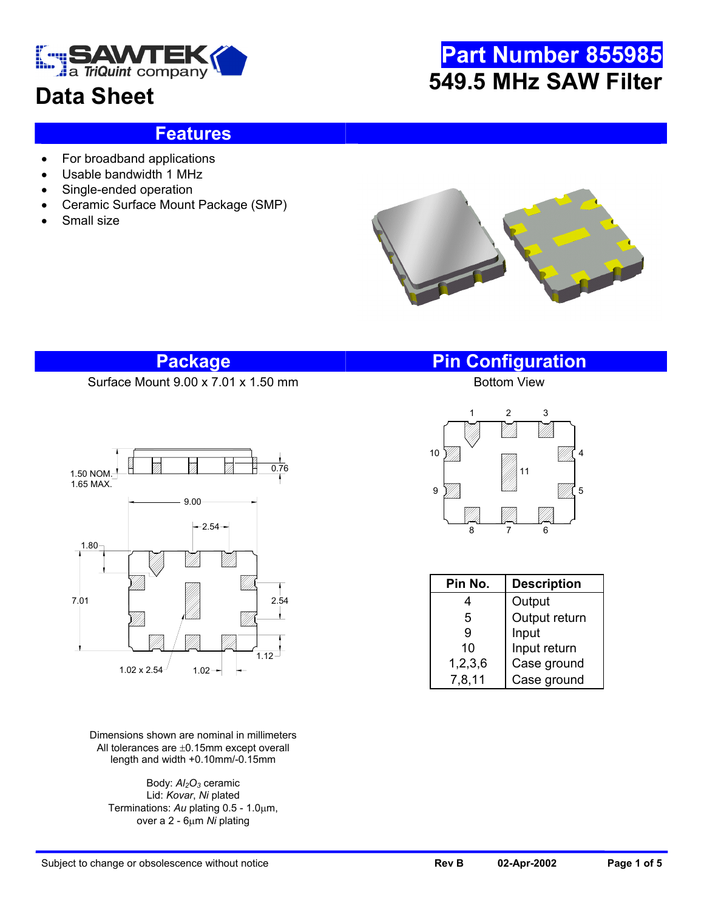# Data Sheet

## Part Number 855985

## 549.5 MHz SAW Filter

## Features

- For broadband applications
- Usable bandwidth 1 MHz
- Single-ended operation
- Ceramic Surface Mount Package (SMP)
- Small size

## Package

Surface Mount 9.00 x 7.01 x 1.50 mm

Dimensions shown are nominal in millimeters
All tolerances are ±0.15mm except overall length and width +0.10mm/-0.15mm

Body: $Al_2O_3$ ceramic
Lid: *Kovar*, *Ni* plated
Terminations: *Au* plating 0.5 - 1.0µm, over a 2 - 6µm *Ni* plating

## Pin Configuration

Bottom View

| Pin No. | Description |
|---|---|
| 4 | Output |
| 5 | Output return |
| 9 | Input |
| 10 | Input return |
| 1,2,3,6 | Case ground |
| 7,8,11 | Case ground |

Subject to change or obsolescence without notice

Rev B 02-Apr-2002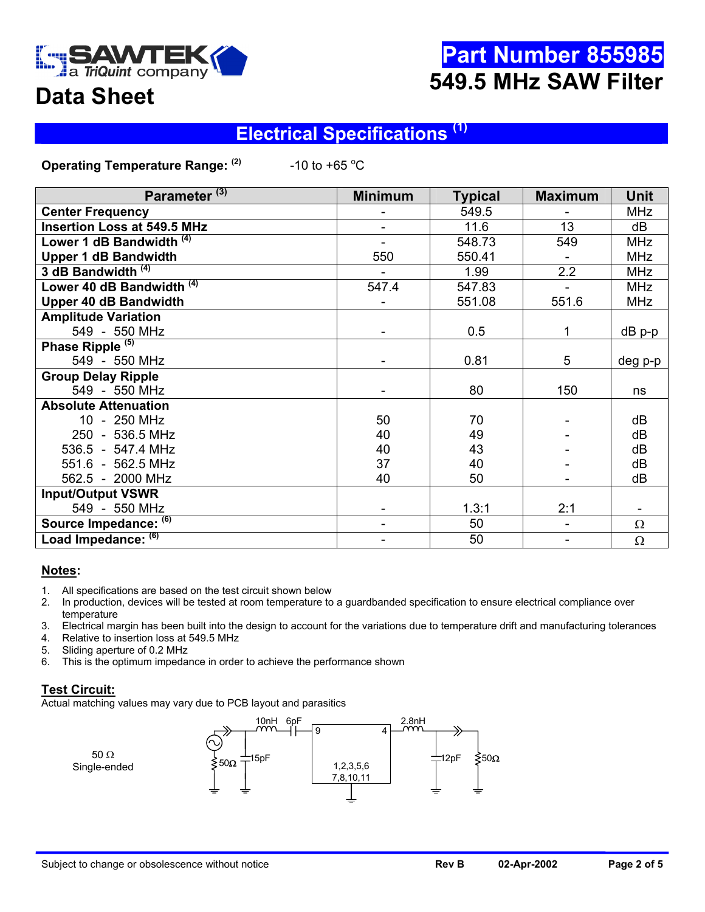**Part Number 855985**

# 549.5 MHz SAW Filter

# Data Sheet

## Electrical Specifications [1]

**Operating Temperature Range: [2]** -10 to +65 °C

| Parameter [3] | Minimum | Typical | Maximum | Unit |
|---|---|---|---|---|
| **Center Frequency** | - | 549.5 | - | MHz |
| **Insertion Loss at 549.5 MHz** | - | 11.6 | 13 | dB |
| **Lower 1 dB Bandwidth** [4] | - | 548.73 | 549 | MHz |
| **Upper 1 dB Bandwidth** | 550 | 550.41 | - | MHz |
| **3 dB Bandwidth** [4] | - | 1.99 | 2.2 | MHz |
| **Lower 40 dB Bandwidth** [4] | 547.4 | 547.83 | - | MHz |
| **Upper 40 dB Bandwidth** | - | 551.08 | 551.6 | MHz |
| **Amplitude Variation** | | | | |
| 549 - 550 MHz | - | 0.5 | 1 | dB p-p |
| **Phase Ripple** [5] | | | | |
| 549 - 550 MHz | - | 0.81 | 5 | deg p-p |
| **Group Delay Ripple** | | | | |
| 549 - 550 MHz | - | 80 | 150 | ns |
| **Absolute Attenuation** | | | | |
| 10 - 250 MHz | 50 | 70 | - | dB |
| 250 - 536.5 MHz | 40 | 49 | - | dB |
| 536.5 - 547.4 MHz | 40 | 43 | - | dB |
| 551.6 - 562.5 MHz | 37 | 40 | - | dB |
| 562.5 - 2000 MHz | 40 | 50 | - | dB |
| **Input/Output VSWR** | | | | |
| 549 - 550 MHz | - | 1.3:1 | 2:1 | - |
| **Source Impedance:** [6] | - | 50 | - | Ω |
| **Load Impedance:** [6] | - | 50 | - | Ω |

### Notes:

1. All specifications are based on the test circuit shown below
2. In production, devices will be tested at room temperature to a guardbanded specification to ensure electrical compliance over temperature
3. Electrical margin has been built into the design to account for the variations due to temperature drift and manufacturing tolerances
4. Relative to insertion loss at 549.5 MHz
5. Sliding aperture of 0.2 MHz
6. This is the optimum impedance in order to achieve the performance shown

### Test Circuit:

Actual matching values may vary due to PCB layout and parasitics

50 Ω Single-ended

10nH, 6pF, 15pF, 50Ω, 9, 4, 1,2,3,5,6 7,8,10,11, 2.8nH, 12pF, 50Ω

Subject to change or obsolescence without notice — Rev B — 02-Apr-2002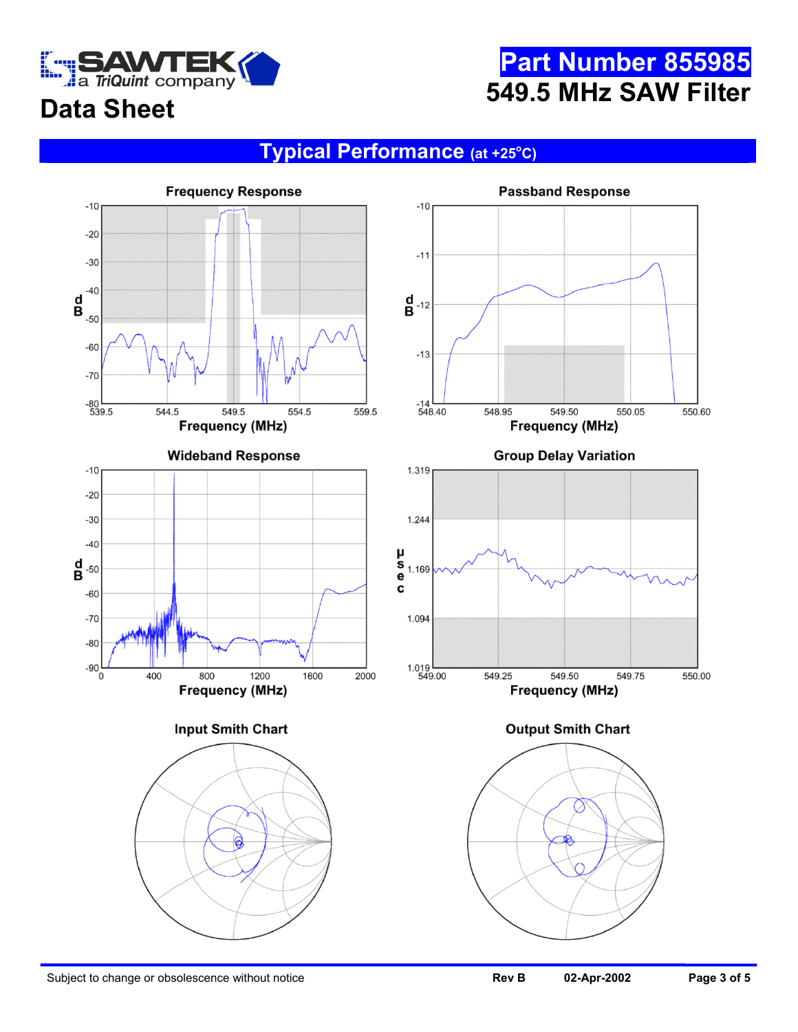# Part Number 855985

# 549.5 MHz SAW Filter

## Data Sheet

## Typical Performance (at +25°C)

### Frequency Response

dB: -10, -20, -30, -40, -50, -60, -70, -80

Frequency (MHz): 539.5, 544.5, 549.5, 554.5, 559.5

### Passband Response

dB: -10, -11, -12, -13, -14

Frequency (MHz): 548.40, 548.95, 549.50, 550.05, 550.60

### Wideband Response

dB: -10, -20, -30, -40, -50, -60, -70, -80, -90

Frequency (MHz): 0, 400, 800, 1200, 1600, 2000

### Group Delay Variation

µsec: 1.319, 1.244, 1.169, 1.094, 1.019

Frequency (MHz): 549.00, 549.25, 549.50, 549.75, 550.00

### Input Smith Chart

### Output Smith Chart

Subject to change or obsolescence without notice

Rev B 02-Apr-2002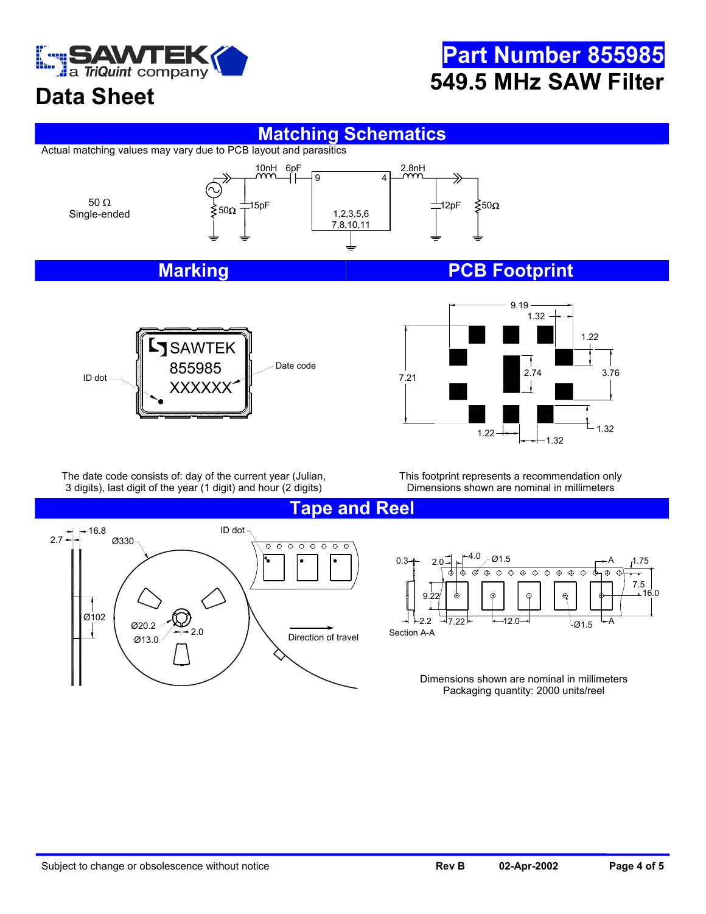# Part Number 855985

# 549.5 MHz SAW Filter

## Data Sheet

## Matching Schematics

Actual matching values may vary due to PCB layout and parasitics

50 Ω
Single-ended

10nH 6pF 15pF 50Ω 9 4 1,2,3,5,6 7,8,10,11 2.8nH 12pF 50Ω

## Marking

SAWTEK
855985
XXXXXX

ID dot
Date code

The date code consists of: day of the current year (Julian, 3 digits), last digit of the year (1 digit) and hour (2 digits)

## PCB Footprint

9.19, 1.32, 1.22, 7.21, 2.74, 3.76, 1.22, 1.32, 1.32

This footprint represents a recommendation only
Dimensions shown are nominal in millimeters

## Tape and Reel

2.7, 16.8, Ø330, Ø102, Ø20.2, Ø13.0, 2.0, ID dot, Direction of travel

0.3, 2.0, 4.0, Ø1.5, A, 1.75, 7.5, 16.0, 9.22, 2.2, 7.22, 12.0, Ø1.5, A, Section A-A

Dimensions shown are nominal in millimeters
Packaging quantity: 2000 units/reel

Subject to change or obsolescence without notice | Rev B | 02-Apr-2002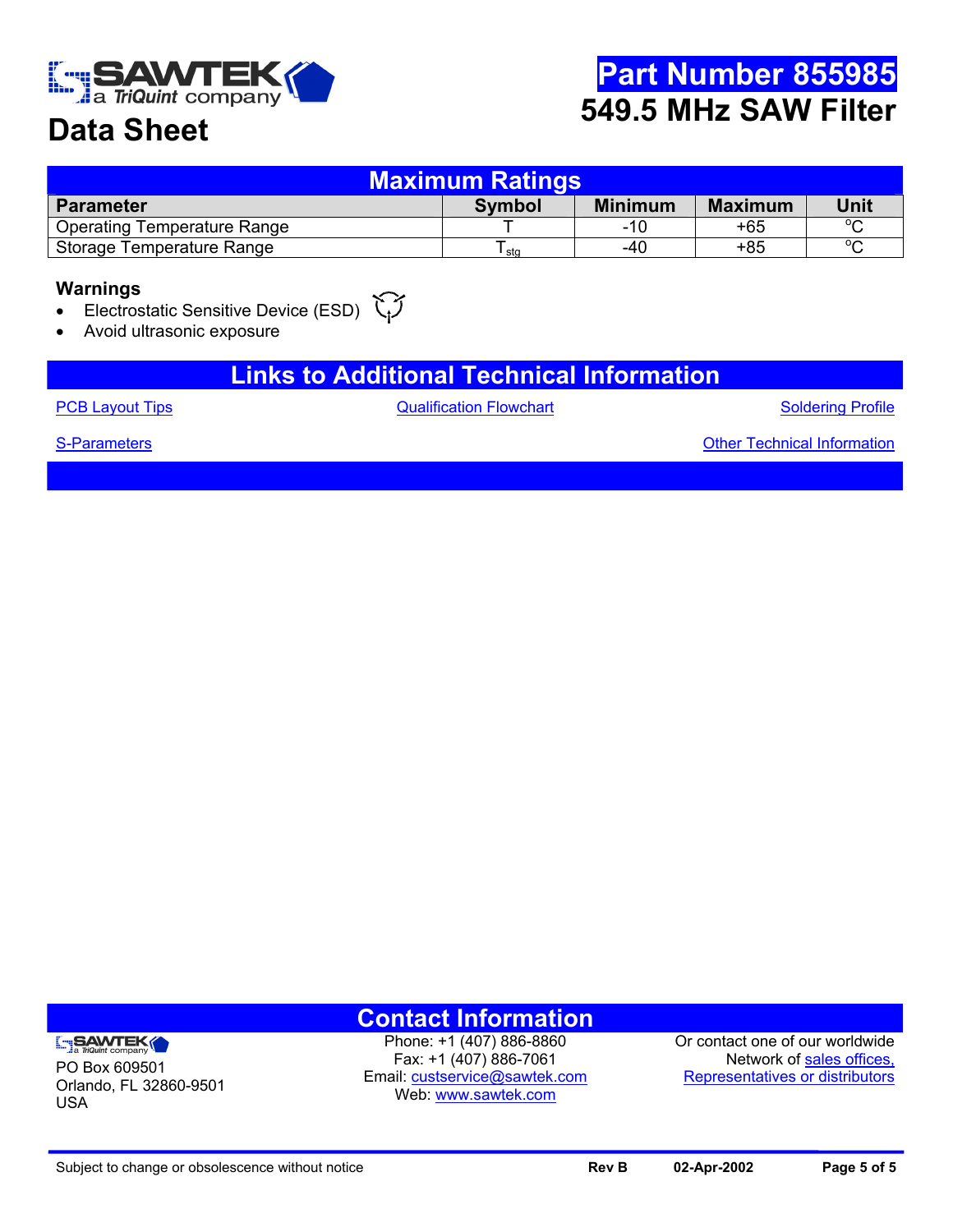# Part Number 855985

## 549.5 MHz SAW Filter

# Data Sheet

## Maximum Ratings

| Parameter | Symbol | Minimum | Maximum | Unit |
|---|---|---|---|---|
| Operating Temperature Range | T | -10 | +65 | °C |
| Storage Temperature Range | $T_{stg}$ | -40 | +85 | °C |

### Warnings

- Electrostatic Sensitive Device (ESD)
- Avoid ultrasonic exposure

## Links to Additional Technical Information

PCB Layout Tips | Qualification Flowchart | Soldering Profile

S-Parameters | Other Technical Information

## Contact Information

SAWTEK a TriQuint company
PO Box 609501
Orlando, FL 32860-9501
USA

Phone: +1 (407) 886-8860
Fax: +1 (407) 886-7061
Email: custservice@sawtek.com
Web: www.sawtek.com

Or contact one of our worldwide Network of sales offices, Representatives or distributors

Subject to change or obsolescence without notice | Rev B | 02-Apr-2002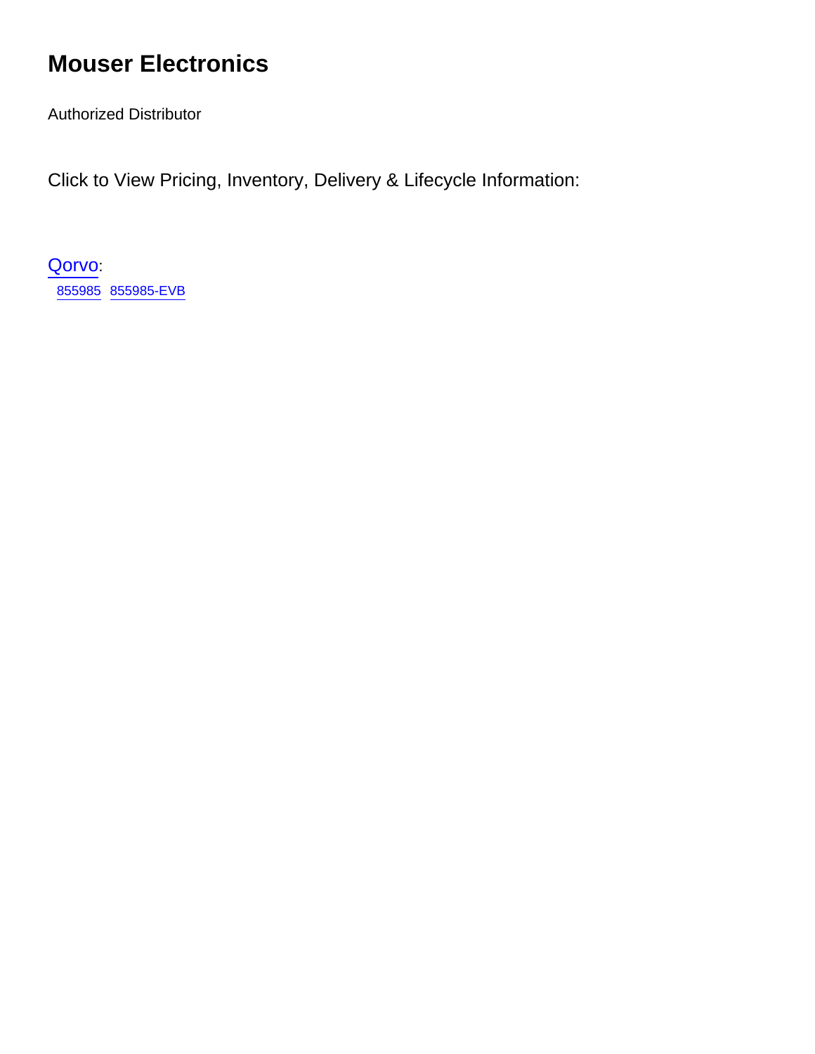# Mouser Electronics

Authorized Distributor

Click to View Pricing, Inventory, Delivery & Lifecycle Information:

Qorvo:

855985 855985-EVB